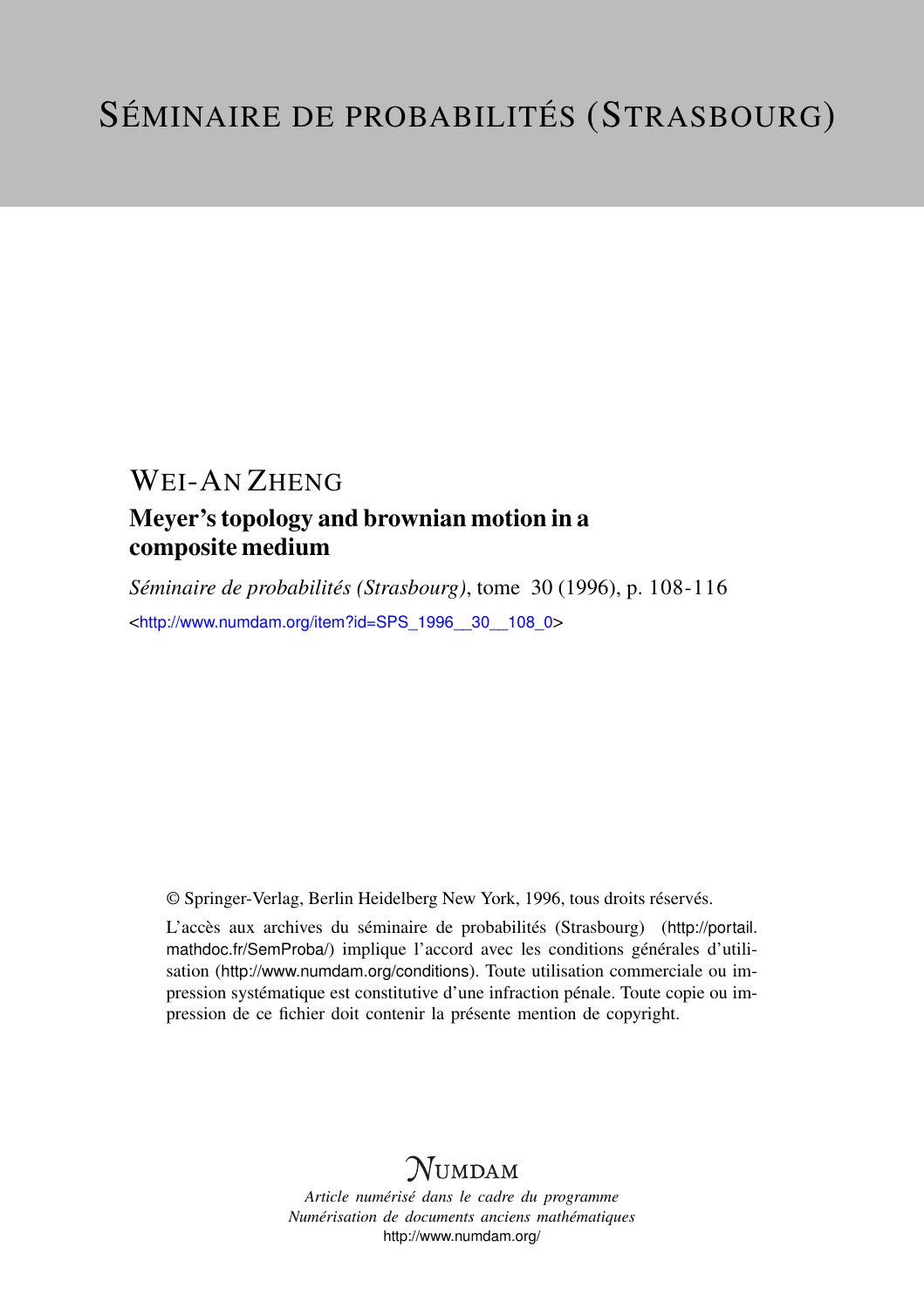# Séminaire de probabilités (Strasbourg)

## Wei-An Zheng

### Meyer's topology and brownian motion in a composite medium

*Séminaire de probabilités (Strasbourg)*, tome 30 (1996), p. 108-116

<http://www.numdam.org/item?id=SPS_1996__30__108_0>

© Springer-Verlag, Berlin Heidelberg New York, 1996, tous droits réservés.

L'accès aux archives du séminaire de probabilités (Strasbourg) (http://portail.mathdoc.fr/SemProba/) implique l'accord avec les conditions générales d'utilisation (http://www.numdam.org/conditions). Toute utilisation commerciale ou impression systématique est constitutive d'une infraction pénale. Toute copie ou impression de ce fichier doit contenir la présente mention de copyright.

NUMDAM

*Article numérisé dans le cadre du programme*
*Numérisation de documents anciens mathématiques*
http://www.numdam.org/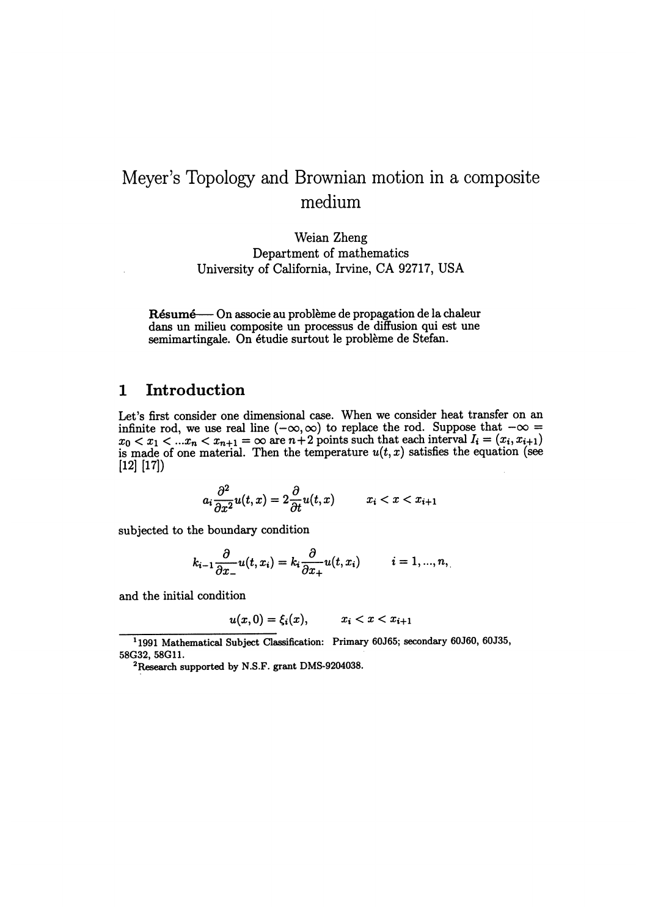# Meyer's Topology and Brownian motion in a composite medium

Weian Zheng
Department of mathematics
University of California, Irvine, CA 92717, USA

**Résumé**— On associe au problème de propagation de la chaleur dans un milieu composite un processus de diffusion qui est une semimartingale. On étudie surtout le problème de Stefan.

## 1 Introduction

Let's first consider one dimensional case. When we consider heat transfer on an infinite rod, we use real line $(-\infty, \infty)$ to replace the rod. Suppose that $-\infty = x_0 < x_1 < ... x_n < x_{n+1} = \infty$ are $n+2$ points such that each interval $I_i = (x_i, x_{i+1})$ is made of one material. Then the temperature $u(t,x)$ satisfies the equation (see [12] [17])

$$a_i \frac{\partial^2}{\partial x^2} u(t,x) = 2 \frac{\partial}{\partial t} u(t,x) \qquad x_i < x < x_{i+1}$$

subjected to the boundary condition

$$k_{i-1} \frac{\partial}{\partial x_-} u(t, x_i) = k_i \frac{\partial}{\partial x_+} u(t, x_i) \qquad i = 1, ..., n,$$

and the initial condition

$$u(x, 0) = \xi_i(x), \qquad x_i < x < x_{i+1}$$

---

[1] 1991 Mathematical Subject Classification: Primary 60J65; secondary 60J60, 60J35, 58G32, 58G11.

[2] Research supported by N.S.F. grant DMS-9204038.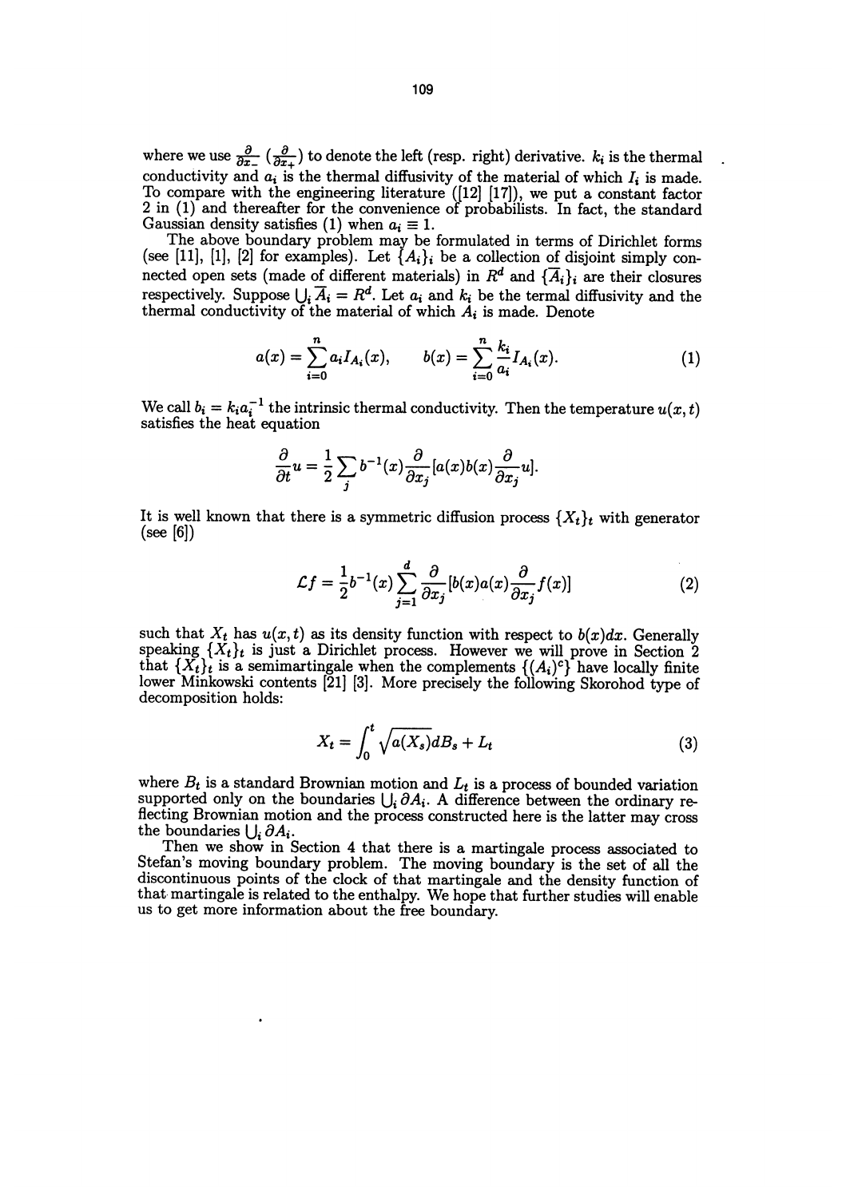where we use $\frac{\partial}{\partial x_-}$ ($\frac{\partial}{\partial x_+}$) to denote the left (resp. right) derivative. $k_i$ is the thermal conductivity and $a_i$ is the thermal diffusivity of the material of which $I_i$ is made. To compare with the engineering literature ([12] [17]), we put a constant factor 2 in (1) and thereafter for the convenience of probabilists. In fact, the standard Gaussian density satisfies (1) when $a_i \equiv 1$.

The above boundary problem may be formulated in terms of Dirichlet forms (see [11], [1], [2] for examples). Let $\{A_i\}_i$ be a collection of disjoint simply connected open sets (made of different materials) in $R^d$ and $\{\overline{A}_i\}_i$ are their closures respectively. Suppose $\bigcup_i \overline{A}_i = R^d$. Let $a_i$ and $k_i$ be the termal diffusivity and the thermal conductivity of the material of which $A_i$ is made. Denote

$$a(x) = \sum_{i=0}^{n} a_i I_{A_i}(x), \qquad b(x) = \sum_{i=0}^{n} \frac{k_i}{a_i} I_{A_i}(x). \tag{1}$$

We call $b_i = k_i a_i^{-1}$ the intrinsic thermal conductivity. Then the temperature $u(x,t)$ satisfies the heat equation

$$\frac{\partial}{\partial t} u = \frac{1}{2} \sum_j b^{-1}(x) \frac{\partial}{\partial x_j} [a(x) b(x) \frac{\partial}{\partial x_j} u].$$

It is well known that there is a symmetric diffusion process $\{X_t\}_t$ with generator (see [6])

$$\mathcal{L}f = \frac{1}{2} b^{-1}(x) \sum_{j=1}^{d} \frac{\partial}{\partial x_j} [b(x) a(x) \frac{\partial}{\partial x_j} f(x)] \tag{2}$$

such that $X_t$ has $u(x,t)$ as its density function with respect to $b(x)dx$. Generally speaking $\{X_t\}_t$ is just a Dirichlet process. However we will prove in Section 2 that $\{X_t\}_t$ is a semimartingale when the complements $\{(A_i)^c\}$ have locally finite lower Minkowski contents [21] [3]. More precisely the following Skorohod type of decomposition holds:

$$X_t = \int_0^t \sqrt{a(X_s)} dB_s + L_t \tag{3}$$

where $B_t$ is a standard Brownian motion and $L_t$ is a process of bounded variation supported only on the boundaries $\bigcup_i \partial A_i$. A difference between the ordinary reflecting Brownian motion and the process constructed here is the latter may cross the boundaries $\bigcup_i \partial A_i$.

Then we show in Section 4 that there is a martingale process associated to Stefan's moving boundary problem. The moving boundary is the set of all the discontinuous points of the clock of that martingale and the density function of that martingale is related to the enthalpy. We hope that further studies will enable us to get more information about the free boundary.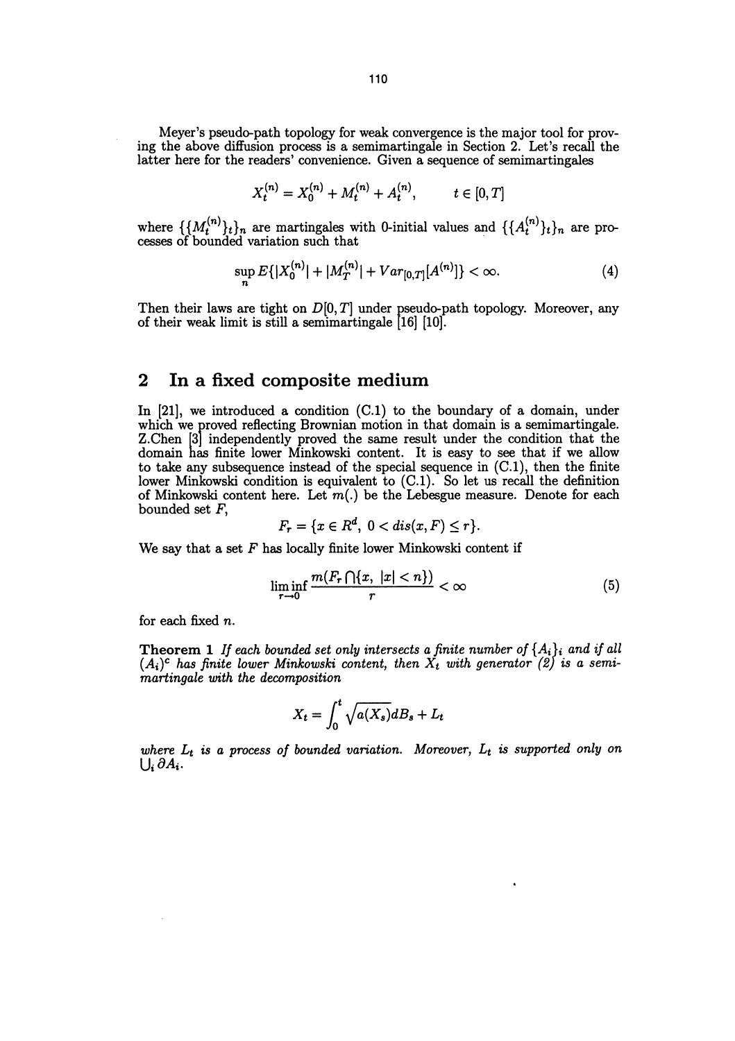Meyer's pseudo-path topology for weak convergence is the major tool for proving the above diffusion process is a semimartingale in Section 2. Let's recall the latter here for the readers' convenience. Given a sequence of semimartingales

$$X_t^{(n)} = X_0^{(n)} + M_t^{(n)} + A_t^{(n)}, \qquad t \in [0, T]$$

where $\{\{M_t^{(n)}\}_t\}_n$ are martingales with 0-initial values and $\{\{A_t^{(n)}\}_t\}_n$ are processes of bounded variation such that

$$\sup_n E\{|X_0^{(n)}| + |M_T^{(n)}| + Var_{[0,T]}[A^{(n)}]\} < \infty. \tag{4}$$

Then their laws are tight on $D[0, T]$ under pseudo-path topology. Moreover, any of their weak limit is still a semimartingale [16] [10].

## 2 In a fixed composite medium

In [21], we introduced a condition (C.1) to the boundary of a domain, under which we proved reflecting Brownian motion in that domain is a semimartingale. Z.Chen [3] independently proved the same result under the condition that the domain has finite lower Minkowski content. It is easy to see that if we allow to take any subsequence instead of the special sequence in (C.1), then the finite lower Minkowski condition is equivalent to (C.1). So let us recall the definition of Minkowski content here. Let $m(.)$ be the Lebesgue measure. Denote for each bounded set $F$,

$$F_r = \{x \in R^d, \; 0 < dis(x, F) \leq r\}.$$

We say that a set $F$ has locally finite lower Minkowski content if

$$\liminf_{r \to 0} \frac{m(F_r \bigcap \{x, \; |x| < n\})}{r} < \infty \tag{5}$$

for each fixed $n$.

**Theorem 1** *If each bounded set only intersects a finite number of $\{A_i\}_i$ and if all $(A_i)^c$ has finite lower Minkowski content, then $X_t$ with generator (2) is a semimartingale with the decomposition*

$$X_t = \int_0^t \sqrt{a(X_s)} dB_s + L_t$$

*where $L_t$ is a process of bounded variation. Moreover, $L_t$ is supported only on $\bigcup_i \partial A_i$.*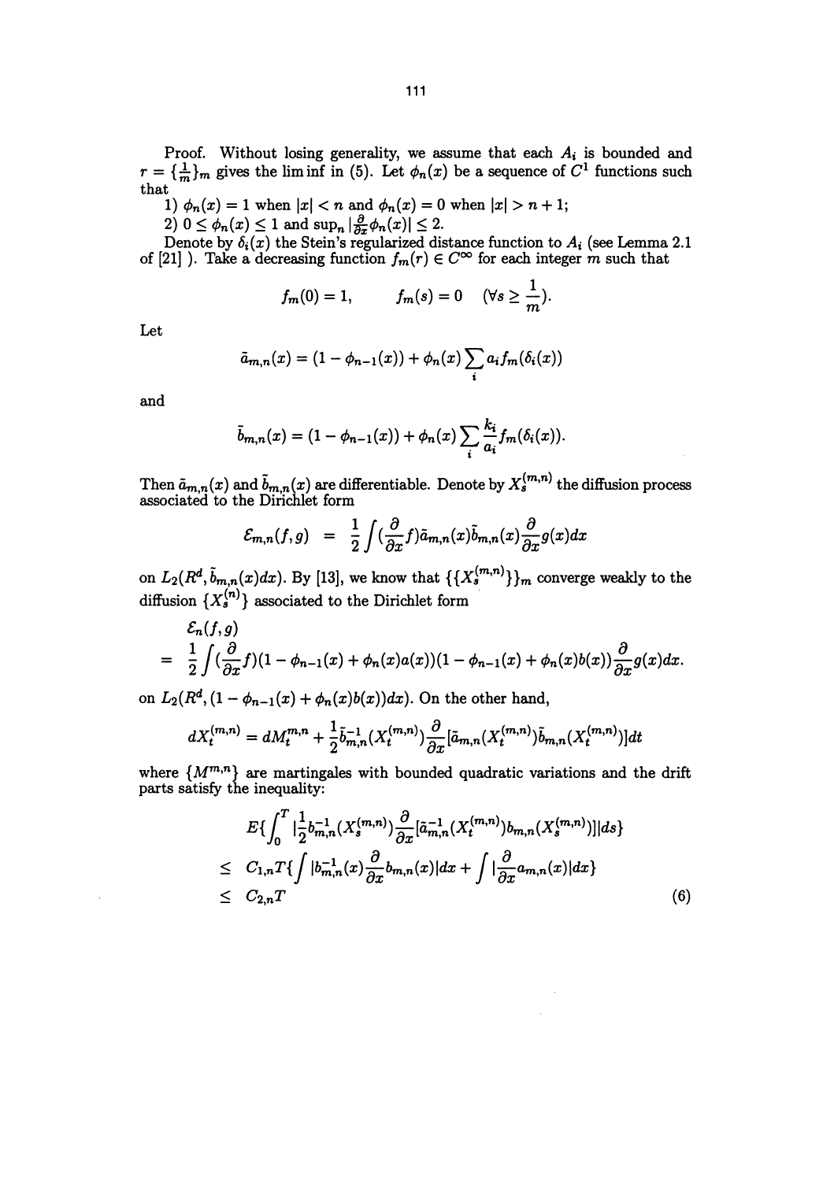Proof. Without losing generality, we assume that each $A_i$ is bounded and $r = \{\frac{1}{m}\}_m$ gives the lim inf in (5). Let $\phi_n(x)$ be a sequence of $C^1$ functions such that

1) $\phi_n(x) = 1$ when $|x| < n$ and $\phi_n(x) = 0$ when $|x| > n+1$;
2) $0 \leq \phi_n(x) \leq 1$ and $\sup_n |\frac{\partial}{\partial x}\phi_n(x)| \leq 2$.

Denote by $\delta_i(x)$ the Stein's regularized distance function to $A_i$ (see Lemma 2.1 of [21] ). Take a decreasing function $f_m(r) \in C^\infty$ for each integer $m$ such that

$$f_m(0) = 1, \qquad f_m(s) = 0 \quad (\forall s \geq \frac{1}{m}).$$

Let

$$\tilde{a}_{m,n}(x) = (1 - \phi_{n-1}(x)) + \phi_n(x) \sum_i a_i f_m(\delta_i(x))$$

and

$$\tilde{b}_{m,n}(x) = (1 - \phi_{n-1}(x)) + \phi_n(x) \sum_i \frac{k_i}{a_i} f_m(\delta_i(x)).$$

Then $\tilde{a}_{m,n}(x)$ and $\tilde{b}_{m,n}(x)$ are differentiable. Denote by $X_s^{(m,n)}$ the diffusion process associated to the Dirichlet form

$$\mathcal{E}_{m,n}(f,g) = \frac{1}{2}\int (\frac{\partial}{\partial x} f)\tilde{a}_{m,n}(x)\tilde{b}_{m,n}(x)\frac{\partial}{\partial x} g(x)dx$$

on $L_2(R^d, \tilde{b}_{m,n}(x)dx)$. By [13], we know that $\{\{X_s^{(m,n)}\}\}_m$ converge weakly to the diffusion $\{X_s^{(n)}\}$ associated to the Dirichlet form

$$\begin{aligned} &\mathcal{E}_n(f,g) \\ = &\frac{1}{2}\int (\frac{\partial}{\partial x} f)(1 - \phi_{n-1}(x) + \phi_n(x)a(x))(1 - \phi_{n-1}(x) + \phi_n(x)b(x))\frac{\partial}{\partial x} g(x)dx. \end{aligned}$$

on $L_2(R^d, (1 - \phi_{n-1}(x) + \phi_n(x)b(x))dx)$. On the other hand,

$$dX_t^{(m,n)} = dM_t^{m,n} + \frac{1}{2}\tilde{b}_{m,n}^{-1}(X_t^{(m,n)})\frac{\partial}{\partial x}[\tilde{a}_{m,n}(X_t^{(m,n)})\tilde{b}_{m,n}(X_t^{(m,n)})]dt$$

where $\{M^{m,n}\}$ are martingales with bounded quadratic variations and the drift parts satisfy the inequality:

$$\begin{aligned} &E\{\int_0^T |\frac{1}{2}b_{m,n}^{-1}(X_s^{(m,n)})\frac{\partial}{\partial x}[\tilde{a}_{m,n}^{-1}(X_t^{(m,n)})b_{m,n}(X_s^{(m,n)})]|ds\} \\ \leq \; & C_{1,n}T\{\int |b_{m,n}^{-1}(x)\frac{\partial}{\partial x}b_{m,n}(x)|dx + \int |\frac{\partial}{\partial x}a_{m,n}(x)|dx\} \\ \leq \; & C_{2,n}T \end{aligned} \tag{6}$$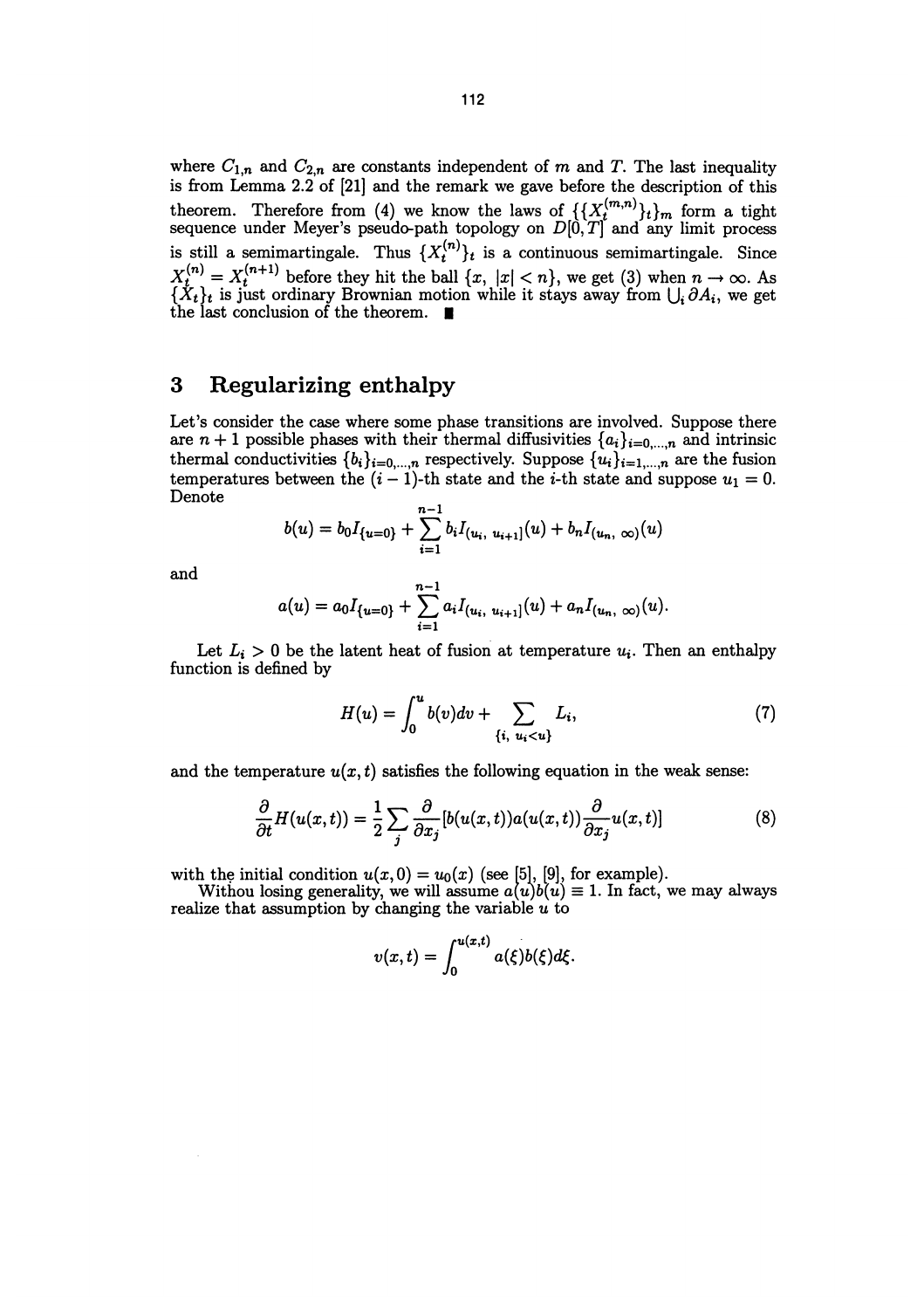where $C_{1,n}$ and $C_{2,n}$ are constants independent of $m$ and $T$. The last inequality is from Lemma 2.2 of [21] and the remark we gave before the description of this theorem. Therefore from (4) we know the laws of $\{\{X_t^{(m,n)}\}_t\}_m$ form a tight sequence under Meyer's pseudo-path topology on $D[0,T]$ and any limit process is still a semimartingale. Thus $\{X_t^{(n)}\}_t$ is a continuous semimartingale. Since $X_t^{(n)} = X_t^{(n+1)}$ before they hit the ball $\{x, |x| < n\}$, we get (3) when $n \to \infty$. As $\{X_t\}_t$ is just ordinary Brownian motion while it stays away from $\bigcup_i \partial A_i$, we get the last conclusion of the theorem. ∎

## 3 Regularizing enthalpy

Let's consider the case where some phase transitions are involved. Suppose there are $n+1$ possible phases with their thermal diffusivities $\{a_i\}_{i=0,\dots,n}$ and intrinsic thermal conductivities $\{b_i\}_{i=0,\dots,n}$ respectively. Suppose $\{u_i\}_{i=1,\dots,n}$ are the fusion temperatures between the $(i-1)$-th state and the $i$-th state and suppose $u_1 = 0$. Denote

$$b(u) = b_0 I_{\{u=0\}} + \sum_{i=1}^{n-1} b_i I_{(u_i,\ u_{i+1}]}(u) + b_n I_{(u_n,\ \infty)}(u)$$

and

$$a(u) = a_0 I_{\{u=0\}} + \sum_{i=1}^{n-1} a_i I_{(u_i,\ u_{i+1}]}(u) + a_n I_{(u_n,\ \infty)}(u).$$

Let $L_i > 0$ be the latent heat of fusion at temperature $u_i$. Then an enthalpy function is defined by

$$H(u) = \int_0^u b(v)dv + \sum_{\{i,\ u_i < u\}} L_i, \tag{7}$$

and the temperature $u(x,t)$ satisfies the following equation in the weak sense:

$$\frac{\partial}{\partial t} H(u(x,t)) = \frac{1}{2} \sum_j \frac{\partial}{\partial x_j} [b(u(x,t)) a(u(x,t)) \frac{\partial}{\partial x_j} u(x,t)] \tag{8}$$

with the initial condition $u(x,0) = u_0(x)$ (see [5], [9], for example).

Withou losing generality, we will assume $a(u)b(u) \equiv 1$. In fact, we may always realize that assumption by changing the variable $u$ to

$$v(x,t) = \int_0^{u(x,t)} a(\xi) b(\xi) d\xi.$$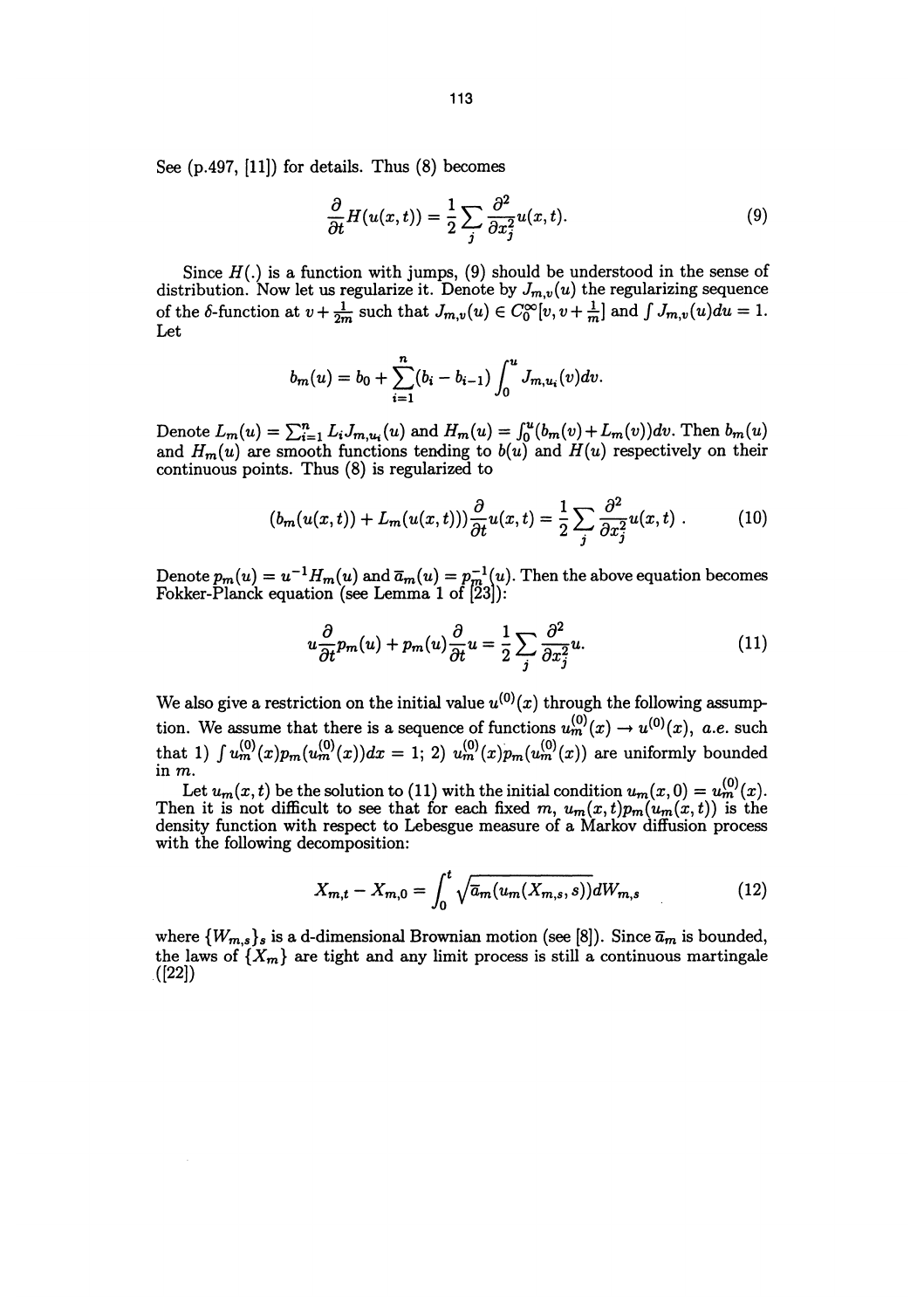See (p.497, [11]) for details. Thus (8) becomes

$$\frac{\partial}{\partial t} H(u(x,t)) = \frac{1}{2} \sum_j \frac{\partial^2}{\partial x_j^2} u(x,t). \tag{9}$$

Since $H(.)$ is a function with jumps, (9) should be understood in the sense of distribution. Now let us regularize it. Denote by $J_{m,v}(u)$ the regularizing sequence of the $\delta$-function at $v + \frac{1}{2m}$ such that $J_{m,v}(u) \in C_0^\infty[v, v + \frac{1}{m}]$ and $\int J_{m,v}(u)du = 1$. Let

$$b_m(u) = b_0 + \sum_{i=1}^n (b_i - b_{i-1}) \int_0^u J_{m,u_i}(v)dv.$$

Denote $L_m(u) = \sum_{i=1}^n L_i J_{m,u_i}(u)$ and $H_m(u) = \int_0^u (b_m(v) + L_m(v))dv$. Then $b_m(u)$ and $H_m(u)$ are smooth functions tending to $b(u)$ and $H(u)$ respectively on their continuous points. Thus (8) is regularized to

$$(b_m(u(x,t)) + L_m(u(x,t))) \frac{\partial}{\partial t} u(x,t) = \frac{1}{2} \sum_j \frac{\partial^2}{\partial x_j^2} u(x,t) \ . \tag{10}$$

Denote $p_m(u) = u^{-1} H_m(u)$ and $\overline{a}_m(u) = p_m^{-1}(u)$. Then the above equation becomes Fokker-Planck equation (see Lemma 1 of [23]):

$$u \frac{\partial}{\partial t} p_m(u) + p_m(u) \frac{\partial}{\partial t} u = \frac{1}{2} \sum_j \frac{\partial^2}{\partial x_j^2} u. \tag{11}$$

We also give a restriction on the initial value $u^{(0)}(x)$ through the following assumption. We assume that there is a sequence of functions $u_m^{(0)}(x) \to u^{(0)}(x)$, *a.e.* such that 1) $\int u_m^{(0)}(x) p_m(u_m^{(0)}(x))dx = 1$; 2) $u_m^{(0)}(x) p_m(u_m^{(0)}(x))$ are uniformly bounded in $m$.

Let $u_m(x,t)$ be the solution to (11) with the initial condition $u_m(x,0) = u_m^{(0)}(x)$. Then it is not difficult to see that for each fixed $m$, $u_m(x,t)p_m(u_m(x,t))$ is the density function with respect to Lebesgue measure of a Markov diffusion process with the following decomposition:

$$X_{m,t} - X_{m,0} = \int_0^t \sqrt{\overline{a}_m(u_m(X_{m,s}, s))} dW_{m,s} \tag{12}$$

where $\{W_{m,s}\}_s$ is a d-dimensional Brownian motion (see [8]). Since $\overline{a}_m$ is bounded, the laws of $\{X_m\}$ are tight and any limit process is still a continuous martingale ([22])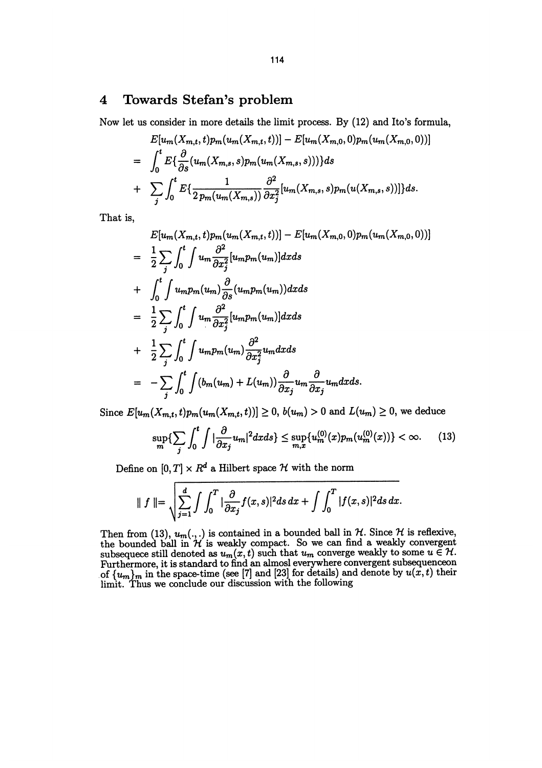## 4 Towards Stefan's problem

Now let us consider in more details the limit process. By (12) and Ito's formula,

$$
\begin{aligned}
& E[u_m(X_{m,t},t)p_m(u_m(X_{m,t},t))] - E[u_m(X_{m,0},0)p_m(u_m(X_{m,0},0))] \\
= & \int_0^t E\{\frac{\partial}{\partial s}(u_m(X_{m,s},s)p_m(u_m(X_{m,s},s)))\}ds \\
+ & \sum_j \int_0^t E\{\frac{1}{2\,p_m(u_m(X_{m,s}))}\frac{\partial^2}{\partial x_j^2}[u_m(X_{m,s},s)p_m(u(X_{m,s},s))]\}ds.
\end{aligned}
$$

That is,

$$
\begin{aligned}
& E[u_m(X_{m,t},t)p_m(u_m(X_{m,t},t))] - E[u_m(X_{m,0},0)p_m(u_m(X_{m,0},0))] \\
= & \frac{1}{2}\sum_j \int_0^t \int u_m \frac{\partial^2}{\partial x_j^2}[u_m p_m(u_m)]dxds \\
+ & \int_0^t \int u_m p_m(u_m)\frac{\partial}{\partial s}(u_m p_m(u_m))dxds \\
= & \frac{1}{2}\sum_j \int_0^t \int u_m \frac{\partial^2}{\partial x_j^2}[u_m p_m(u_m)]dxds \\
+ & \frac{1}{2}\sum_j \int_0^t \int u_m p_m(u_m)\frac{\partial^2}{\partial x_j^2}u_m dxds \\
= & -\sum_j \int_0^t \int (b_m(u_m) + L(u_m))\frac{\partial}{\partial x_j}u_m \frac{\partial}{\partial x_j}u_m dxds.
\end{aligned}
$$

Since $E[u_m(X_{m,t},t)p_m(u_m(X_{m,t},t))] \geq 0$, $b(u_m) > 0$ and $L(u_m) \geq 0$, we deduce

$$
\sup_m\{\sum_j \int_0^t \int |\frac{\partial}{\partial x_j}u_m|^2 dxds\} \leq \sup_{m,x}\{u_m^{(0)}(x)p_m(u_m^{(0)}(x))\} < \infty. \tag{13}
$$

Define on $[0,T] \times R^d$ a Hilbert space $\mathcal{H}$ with the norm

$$
\| f \| = \sqrt{\sum_{j=1}^d \int \int_0^T |\frac{\partial}{\partial x_j}f(x,s)|^2 ds\, dx + \int \int_0^T |f(x,s)|^2 ds\, dx}.
$$

Then from (13), $u_m(.,.)$ is contained in a bounded ball in $\mathcal{H}$. Since $\mathcal{H}$ is reflexive, the bounded ball in $\mathcal{H}$ is weakly compact. So we can find a weakly convergent subsequece still denoted as $u_m(x,t)$ such that $u_m$ converge weakly to some $u \in \mathcal{H}$. Furthermore, it is standard to find an almosl everywhere convergent subsequenceon of $\{u_m\}_m$ in the space-time (see [7] and [23] for details) and denote by $u(x,t)$ their limit. Thus we conclude our discussion with the following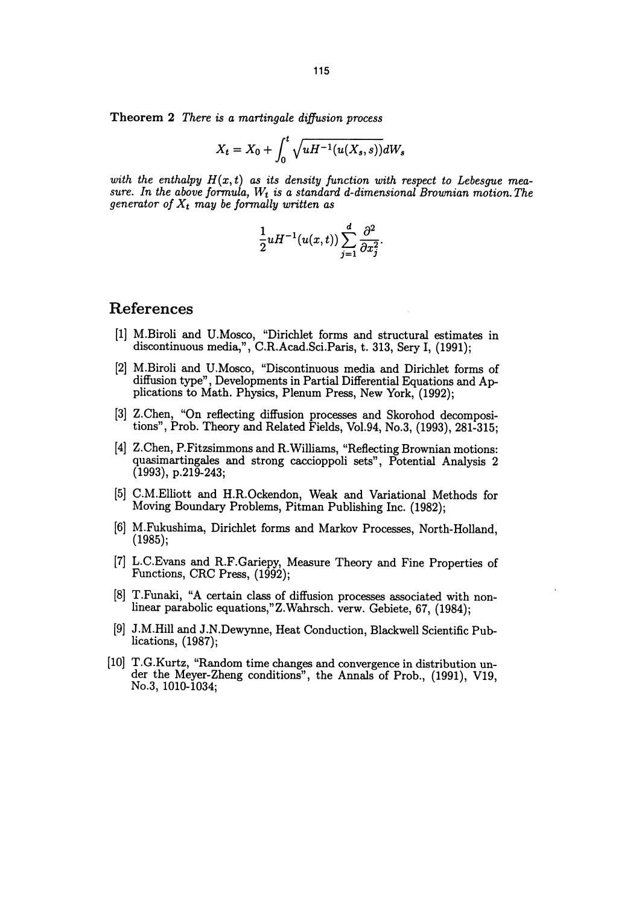**Theorem 2** *There is a martingale diffusion process*

$$X_t = X_0 + \int_0^t \sqrt{uH^{-1}(u(X_s, s))}dW_s$$

*with the enthalpy $H(x,t)$ as its density function with respect to Lebesgue measure. In the above formula, $W_t$ is a standard d-dimensional Brownian motion. The generator of $X_t$ may be formally written as*

$$\frac{1}{2}uH^{-1}(u(x,t))\sum_{j=1}^{d}\frac{\partial^2}{\partial x_j^2}.$$

# References

[1] M.Biroli and U.Mosco, "Dirichlet forms and structural estimates in discontinuous media,", C.R.Acad.Sci.Paris, t. 313, Sery I, (1991);

[2] M.Biroli and U.Mosco, "Discontinuous media and Dirichlet forms of diffusion type", Developments in Partial Differential Equations and Applications to Math. Physics, Plenum Press, New York, (1992);

[3] Z.Chen, "On reflecting diffusion processes and Skorohod decompositions", Prob. Theory and Related Fields, Vol.94, No.3, (1993), 281-315;

[4] Z.Chen, P.Fitzsimmons and R.Williams, "Reflecting Brownian motions: quasimartingales and strong caccioppoli sets", Potential Analysis 2 (1993), p.219-243;

[5] C.M.Elliott and H.R.Ockendon, Weak and Variational Methods for Moving Boundary Problems, Pitman Publishing Inc. (1982);

[6] M.Fukushima, Dirichlet forms and Markov Processes, North-Holland, (1985);

[7] L.C.Evans and R.F.Gariepy, Measure Theory and Fine Properties of Functions, CRC Press, (1992);

[8] T.Funaki, "A certain class of diffusion processes associated with nonlinear parabolic equations,"Z.Wahrsch. verw. Gebiete, 67, (1984);

[9] J.M.Hill and J.N.Dewynne, Heat Conduction, Blackwell Scientific Publications, (1987);

[10] T.G.Kurtz, "Random time changes and convergence in distribution under the Meyer-Zheng conditions", the Annals of Prob., (1991), V19, No.3, 1010-1034;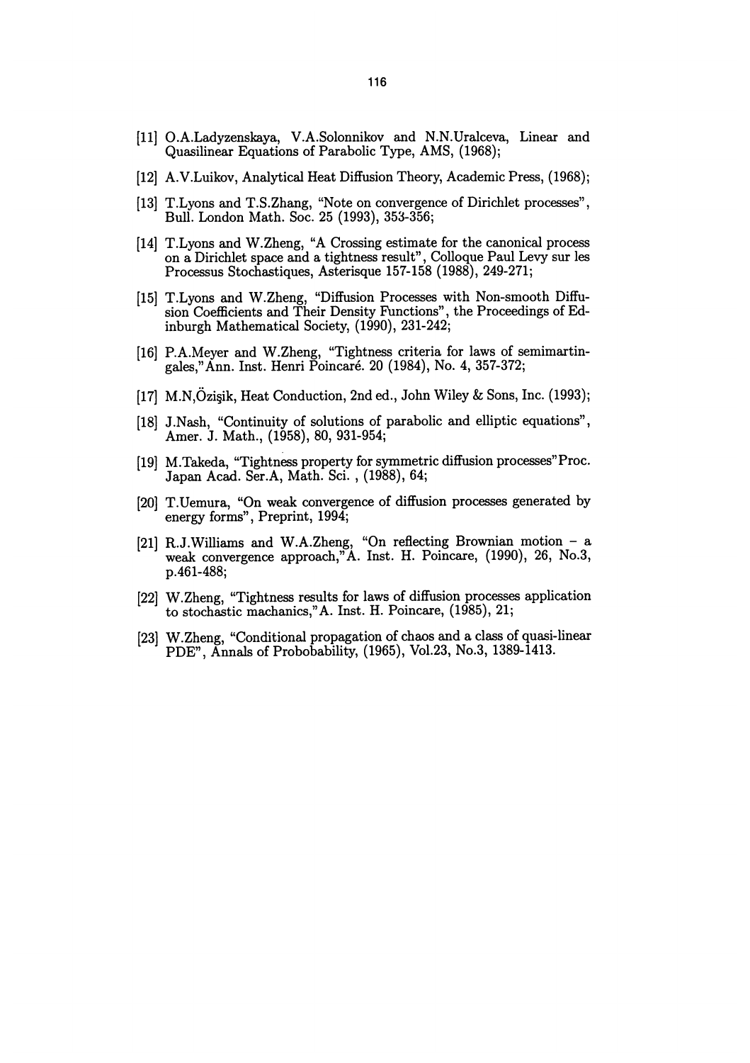[11] O.A.Ladyzenskaya, V.A.Solonnikov and N.N.Uralceva, Linear and Quasilinear Equations of Parabolic Type, AMS, (1968);

[12] A.V.Luikov, Analytical Heat Diffusion Theory, Academic Press, (1968);

[13] T.Lyons and T.S.Zhang, "Note on convergence of Dirichlet processes", Bull. London Math. Soc. 25 (1993), 353-356;

[14] T.Lyons and W.Zheng, "A Crossing estimate for the canonical process on a Dirichlet space and a tightness result", Colloque Paul Levy sur les Processus Stochastiques, Asterisque 157-158 (1988), 249-271;

[15] T.Lyons and W.Zheng, "Diffusion Processes with Non-smooth Diffusion Coefficients and Their Density Functions", the Proceedings of Edinburgh Mathematical Society, (1990), 231-242;

[16] P.A.Meyer and W.Zheng, "Tightness criteria for laws of semimartingales,"Ann. Inst. Henri Poincaré. 20 (1984), No. 4, 357-372;

[17] M.N,Özişik, Heat Conduction, 2nd ed., John Wiley & Sons, Inc. (1993);

[18] J.Nash, "Continuity of solutions of parabolic and elliptic equations", Amer. J. Math., (1958), 80, 931-954;

[19] M.Takeda, "Tightness property for symmetric diffusion processes"Proc. Japan Acad. Ser.A, Math. Sci. , (1988), 64;

[20] T.Uemura, "On weak convergence of diffusion processes generated by energy forms", Preprint, 1994;

[21] R.J.Williams and W.A.Zheng, "On reflecting Brownian motion – a weak convergence approach,"A. Inst. H. Poincare, (1990), 26, No.3, p.461-488;

[22] W.Zheng, "Tightness results for laws of diffusion processes application to stochastic machanics,"A. Inst. H. Poincare, (1985), 21;

[23] W.Zheng, "Conditional propagation of chaos and a class of quasi-linear PDE", Annals of Probobability, (1965), Vol.23, No.3, 1389-1413.